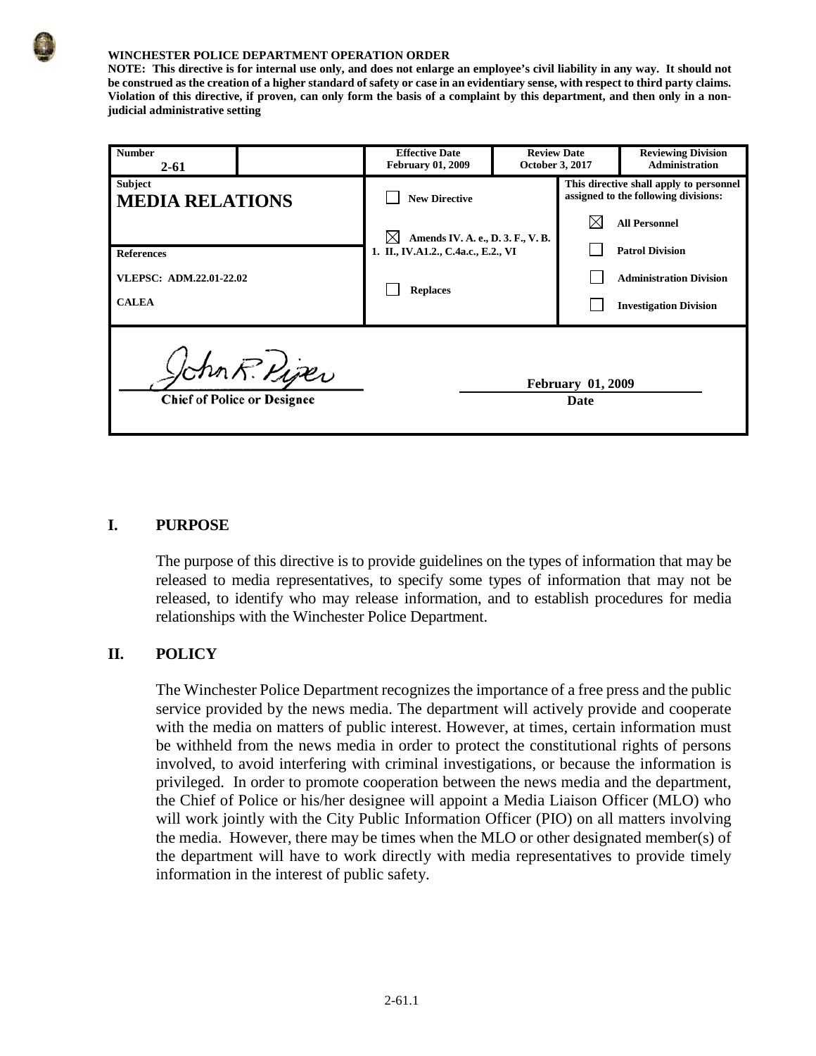**WINCHESTER POLICE DEPARTMENT OPERATION ORDER**

**NOTE: This directive is for internal use only, and does not enlarge an employee's civil liability in any way. It should not be construed as the creation of a higher standard of safety or case in an evidentiary sense, with respect to third party claims. Violation of this directive, if proven, can only form the basis of a complaint by this department, and then only in a non-judicial administrative setting**

| **Number** 2-61 | | **Effective Date** February 01, 2009 | **Review Date** October 3, 2017 | **Reviewing Division** Administration |
|---|---|---|---|---|
| **Subject** **MEDIA RELATIONS** | | ☐ New Directive | **This directive shall apply to personnel assigned to the following divisions:** | |
| | | ☒ Amends IV. A. e., D. 3. F., V. B. 1. II., IV.A1.2., C.4a.c., E.2., VI | ☒ All Personnel | |
| **References** VLEPSC: ADM.22.01-22.02 CALEA | | ☐ Replaces | ☐ Patrol Division | |
| | | | ☐ Administration Division | |
| | | | ☐ Investigation Division | |

John R. Piper
Chief of Police or Designee

February 01, 2009
Date

## I. PURPOSE

The purpose of this directive is to provide guidelines on the types of information that may be released to media representatives, to specify some types of information that may not be released, to identify who may release information, and to establish procedures for media relationships with the Winchester Police Department.

## II. POLICY

The Winchester Police Department recognizes the importance of a free press and the public service provided by the news media. The department will actively provide and cooperate with the media on matters of public interest. However, at times, certain information must be withheld from the news media in order to protect the constitutional rights of persons involved, to avoid interfering with criminal investigations, or because the information is privileged. In order to promote cooperation between the news media and the department, the Chief of Police or his/her designee will appoint a Media Liaison Officer (MLO) who will work jointly with the City Public Information Officer (PIO) on all matters involving the media. However, there may be times when the MLO or other designated member(s) of the department will have to work directly with media representatives to provide timely information in the interest of public safety.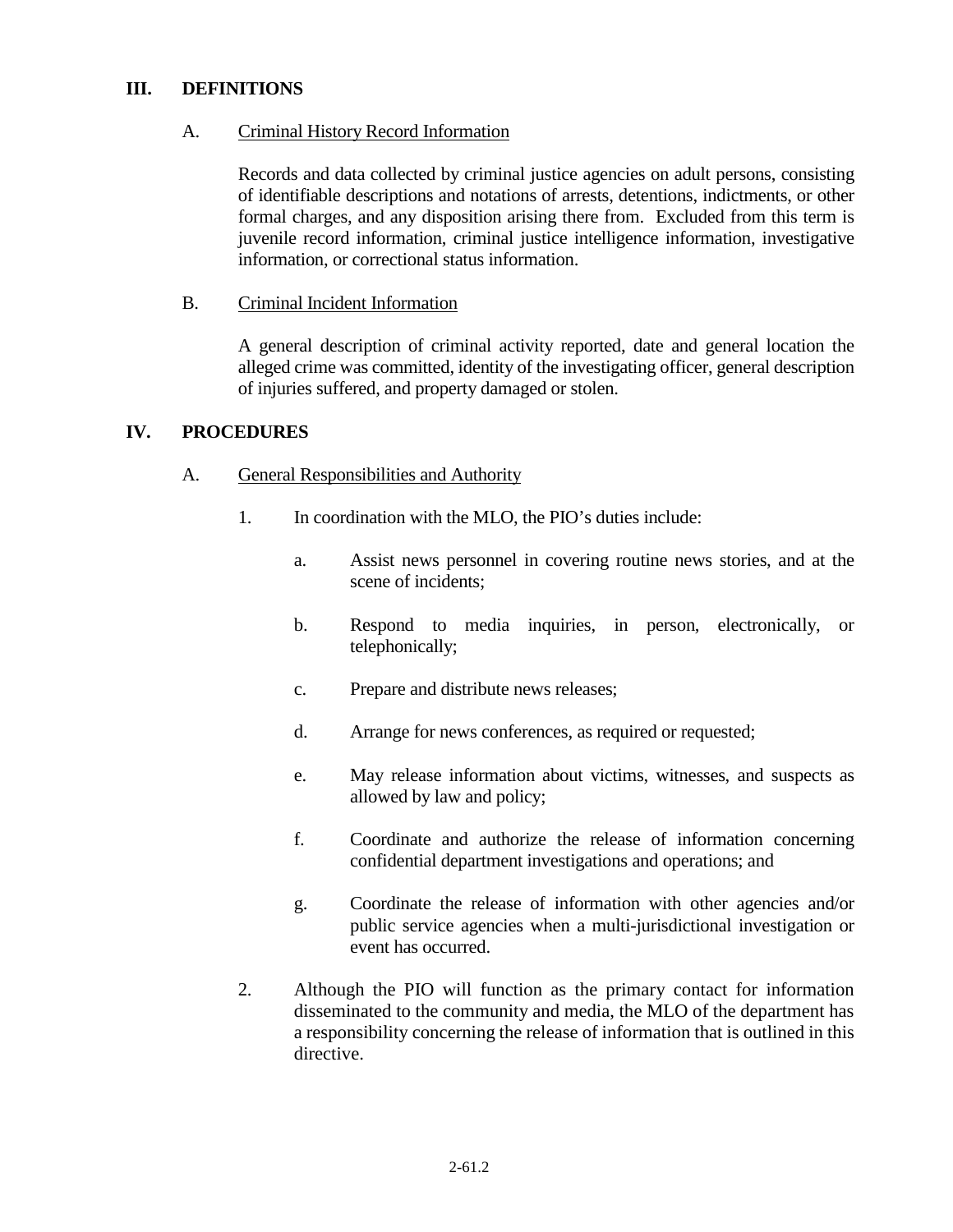## III. DEFINITIONS

### A. Criminal History Record Information

Records and data collected by criminal justice agencies on adult persons, consisting of identifiable descriptions and notations of arrests, detentions, indictments, or other formal charges, and any disposition arising there from. Excluded from this term is juvenile record information, criminal justice intelligence information, investigative information, or correctional status information.

### B. Criminal Incident Information

A general description of criminal activity reported, date and general location the alleged crime was committed, identity of the investigating officer, general description of injuries suffered, and property damaged or stolen.

## IV. PROCEDURES

### A. General Responsibilities and Authority

1. In coordination with the MLO, the PIO's duties include:

   a. Assist news personnel in covering routine news stories, and at the scene of incidents;

   b. Respond to media inquiries, in person, electronically, or telephonically;

   c. Prepare and distribute news releases;

   d. Arrange for news conferences, as required or requested;

   e. May release information about victims, witnesses, and suspects as allowed by law and policy;

   f. Coordinate and authorize the release of information concerning confidential department investigations and operations; and

   g. Coordinate the release of information with other agencies and/or public service agencies when a multi-jurisdictional investigation or event has occurred.

2. Although the PIO will function as the primary contact for information disseminated to the community and media, the MLO of the department has a responsibility concerning the release of information that is outlined in this directive.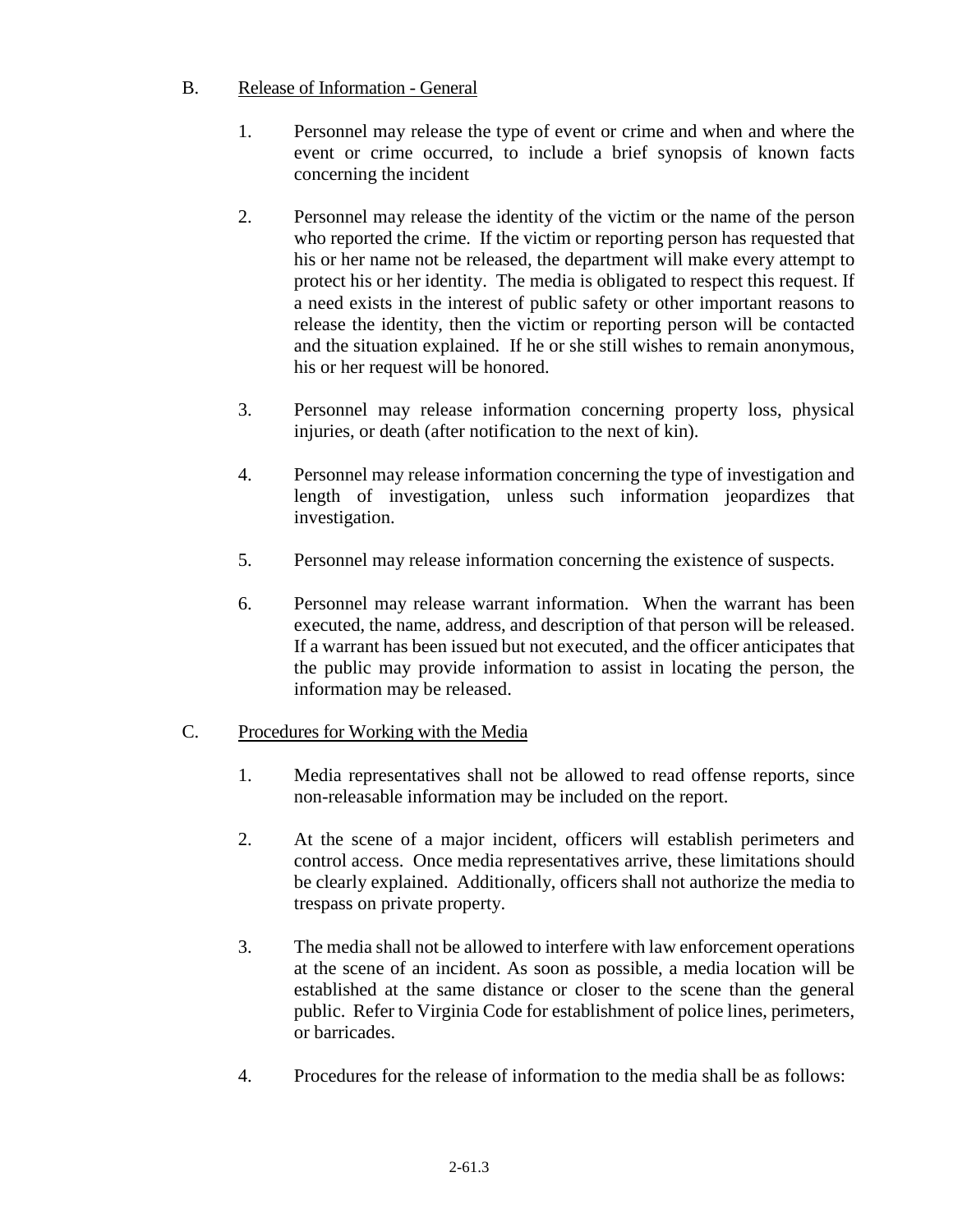B. Release of Information - General

1. Personnel may release the type of event or crime and when and where the event or crime occurred, to include a brief synopsis of known facts concerning the incident

2. Personnel may release the identity of the victim or the name of the person who reported the crime. If the victim or reporting person has requested that his or her name not be released, the department will make every attempt to protect his or her identity. The media is obligated to respect this request. If a need exists in the interest of public safety or other important reasons to release the identity, then the victim or reporting person will be contacted and the situation explained. If he or she still wishes to remain anonymous, his or her request will be honored.

3. Personnel may release information concerning property loss, physical injuries, or death (after notification to the next of kin).

4. Personnel may release information concerning the type of investigation and length of investigation, unless such information jeopardizes that investigation.

5. Personnel may release information concerning the existence of suspects.

6. Personnel may release warrant information. When the warrant has been executed, the name, address, and description of that person will be released. If a warrant has been issued but not executed, and the officer anticipates that the public may provide information to assist in locating the person, the information may be released.

C. Procedures for Working with the Media

1. Media representatives shall not be allowed to read offense reports, since non-releasable information may be included on the report.

2. At the scene of a major incident, officers will establish perimeters and control access. Once media representatives arrive, these limitations should be clearly explained. Additionally, officers shall not authorize the media to trespass on private property.

3. The media shall not be allowed to interfere with law enforcement operations at the scene of an incident. As soon as possible, a media location will be established at the same distance or closer to the scene than the general public. Refer to Virginia Code for establishment of police lines, perimeters, or barricades.

4. Procedures for the release of information to the media shall be as follows: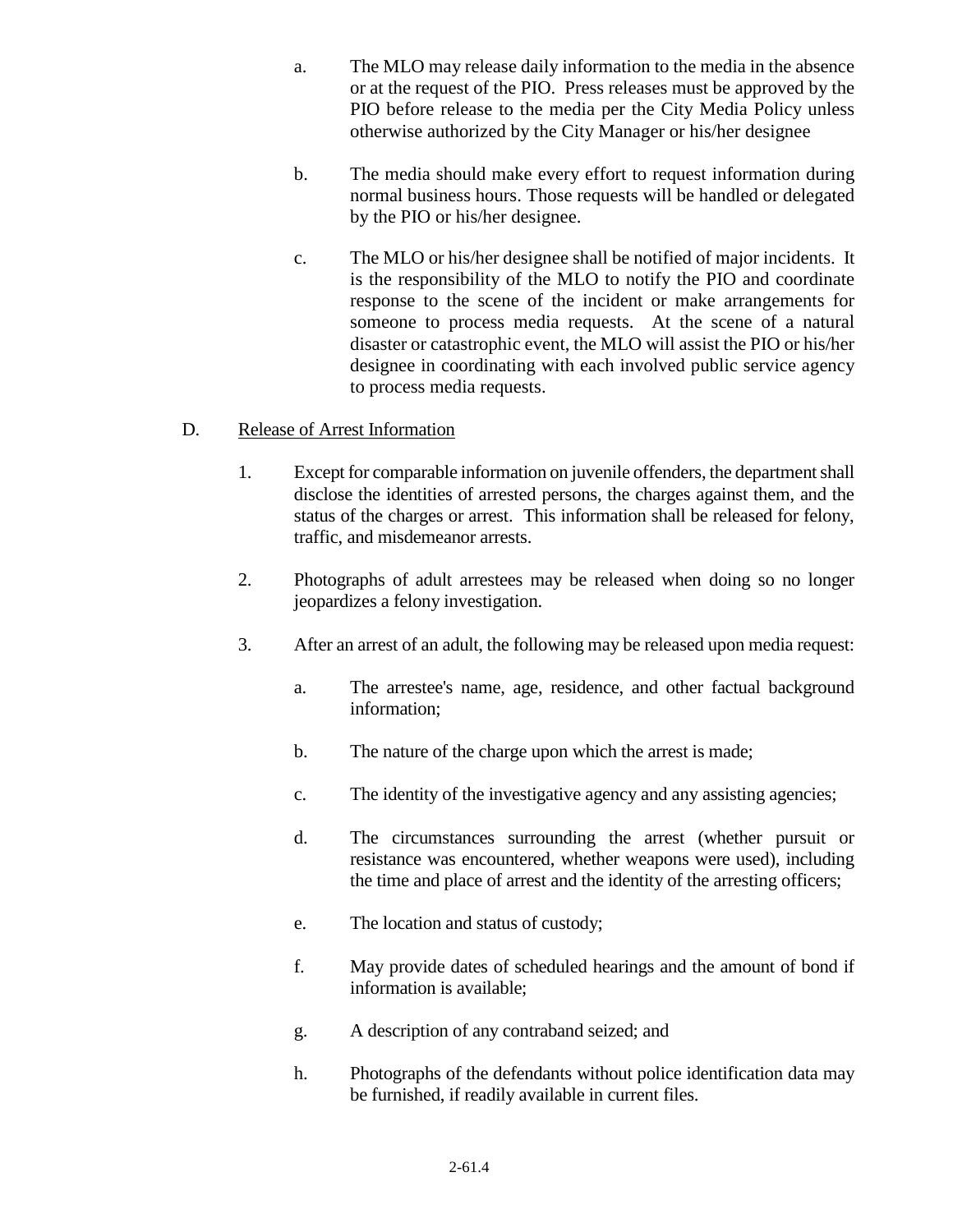a. The MLO may release daily information to the media in the absence or at the request of the PIO. Press releases must be approved by the PIO before release to the media per the City Media Policy unless otherwise authorized by the City Manager or his/her designee

b. The media should make every effort to request information during normal business hours. Those requests will be handled or delegated by the PIO or his/her designee.

c. The MLO or his/her designee shall be notified of major incidents. It is the responsibility of the MLO to notify the PIO and coordinate response to the scene of the incident or make arrangements for someone to process media requests. At the scene of a natural disaster or catastrophic event, the MLO will assist the PIO or his/her designee in coordinating with each involved public service agency to process media requests.

D. Release of Arrest Information

1. Except for comparable information on juvenile offenders, the department shall disclose the identities of arrested persons, the charges against them, and the status of the charges or arrest. This information shall be released for felony, traffic, and misdemeanor arrests.

2. Photographs of adult arrestees may be released when doing so no longer jeopardizes a felony investigation.

3. After an arrest of an adult, the following may be released upon media request:

   a. The arrestee's name, age, residence, and other factual background information;

   b. The nature of the charge upon which the arrest is made;

   c. The identity of the investigative agency and any assisting agencies;

   d. The circumstances surrounding the arrest (whether pursuit or resistance was encountered, whether weapons were used), including the time and place of arrest and the identity of the arresting officers;

   e. The location and status of custody;

   f. May provide dates of scheduled hearings and the amount of bond if information is available;

   g. A description of any contraband seized; and

   h. Photographs of the defendants without police identification data may be furnished, if readily available in current files.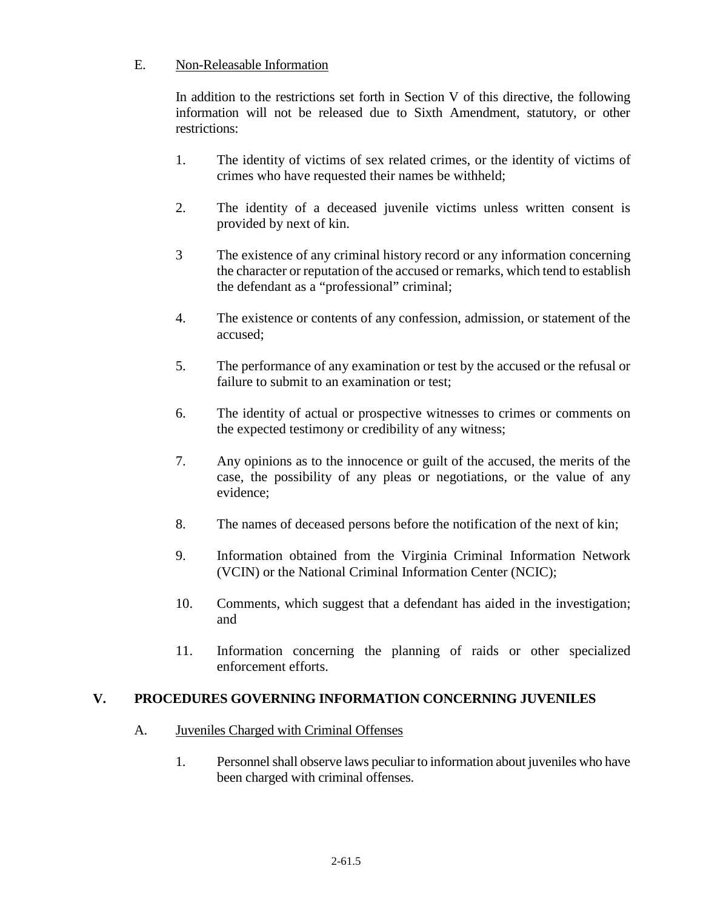E. Non-Releasable Information

In addition to the restrictions set forth in Section V of this directive, the following information will not be released due to Sixth Amendment, statutory, or other restrictions:

1. The identity of victims of sex related crimes, or the identity of victims of crimes who have requested their names be withheld;

2. The identity of a deceased juvenile victims unless written consent is provided by next of kin.

3 The existence of any criminal history record or any information concerning the character or reputation of the accused or remarks, which tend to establish the defendant as a "professional" criminal;

4. The existence or contents of any confession, admission, or statement of the accused;

5. The performance of any examination or test by the accused or the refusal or failure to submit to an examination or test;

6. The identity of actual or prospective witnesses to crimes or comments on the expected testimony or credibility of any witness;

7. Any opinions as to the innocence or guilt of the accused, the merits of the case, the possibility of any pleas or negotiations, or the value of any evidence;

8. The names of deceased persons before the notification of the next of kin;

9. Information obtained from the Virginia Criminal Information Network (VCIN) or the National Criminal Information Center (NCIC);

10. Comments, which suggest that a defendant has aided in the investigation; and

11. Information concerning the planning of raids or other specialized enforcement efforts.

## V. PROCEDURES GOVERNING INFORMATION CONCERNING JUVENILES

A. Juveniles Charged with Criminal Offenses

1. Personnel shall observe laws peculiar to information about juveniles who have been charged with criminal offenses.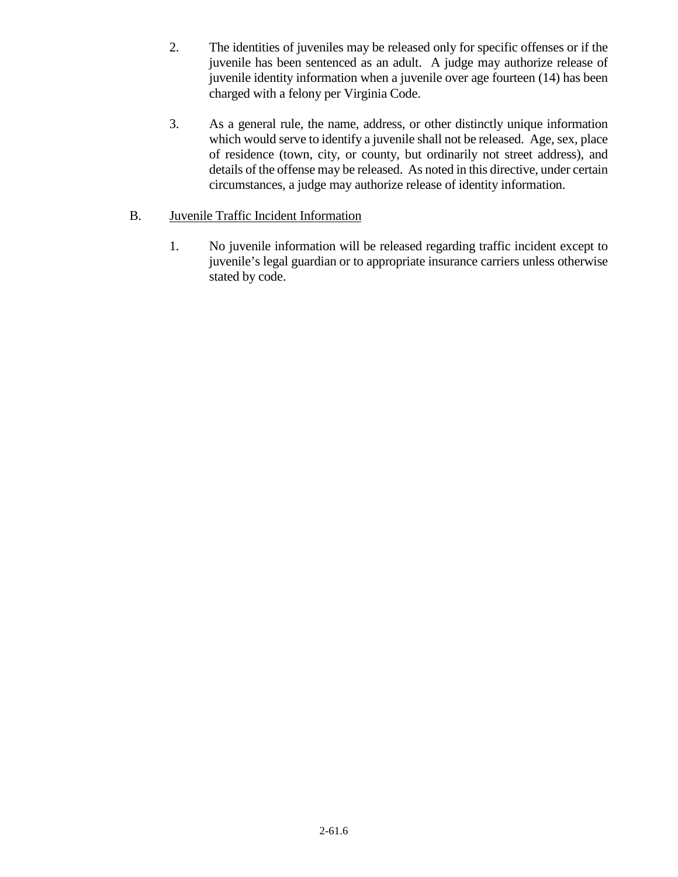2. The identities of juveniles may be released only for specific offenses or if the juvenile has been sentenced as an adult. A judge may authorize release of juvenile identity information when a juvenile over age fourteen (14) has been charged with a felony per Virginia Code.

3. As a general rule, the name, address, or other distinctly unique information which would serve to identify a juvenile shall not be released. Age, sex, place of residence (town, city, or county, but ordinarily not street address), and details of the offense may be released. As noted in this directive, under certain circumstances, a judge may authorize release of identity information.

B. <u>Juvenile Traffic Incident Information</u>

1. No juvenile information will be released regarding traffic incident except to juvenile's legal guardian or to appropriate insurance carriers unless otherwise stated by code.